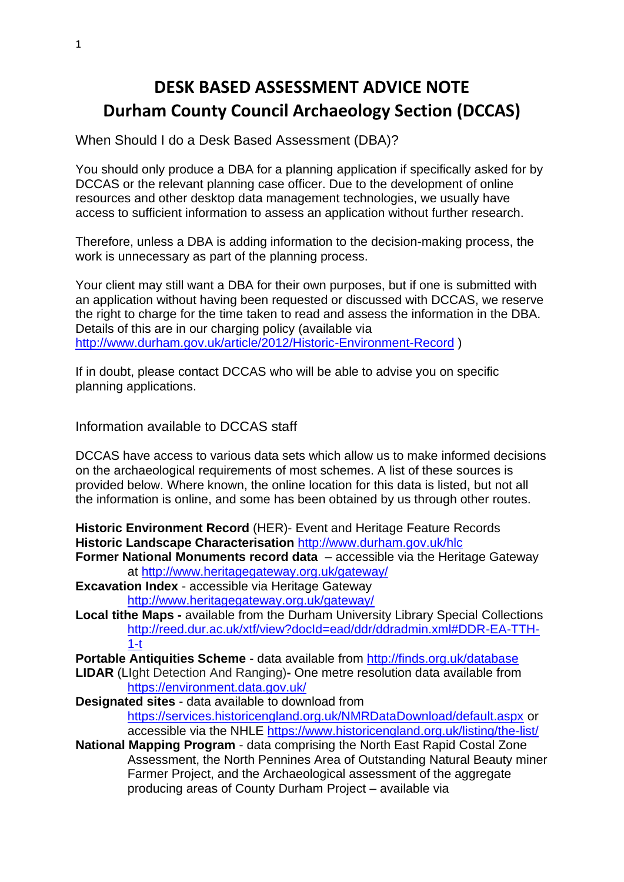# DESK BASED ASSESSMENT ADVICE NOTE
# Durham County Council Archaeology Section (DCCAS)

## When Should I do a Desk Based Assessment (DBA)?

You should only produce a DBA for a planning application if specifically asked for by DCCAS or the relevant planning case officer. Due to the development of online resources and other desktop data management technologies, we usually have access to sufficient information to assess an application without further research.

Therefore, unless a DBA is adding information to the decision-making process, the work is unnecessary as part of the planning process.

Your client may still want a DBA for their own purposes, but if one is submitted with an application without having been requested or discussed with DCCAS, we reserve the right to charge for the time taken to read and assess the information in the DBA. Details of this are in our charging policy (available via http://www.durham.gov.uk/article/2012/Historic-Environment-Record )

If in doubt, please contact DCCAS who will be able to advise you on specific planning applications.

## Information available to DCCAS staff

DCCAS have access to various data sets which allow us to make informed decisions on the archaeological requirements of most schemes. A list of these sources is provided below. Where known, the online location for this data is listed, but not all the information is online, and some has been obtained by us through other routes.

**Historic Environment Record** (HER)- Event and Heritage Feature Records
**Historic Landscape Characterisation** http://www.durham.gov.uk/hlc
**Former National Monuments record data** – accessible via the Heritage Gateway at http://www.heritagegateway.org.uk/gateway/
**Excavation Index** - accessible via Heritage Gateway http://www.heritagegateway.org.uk/gateway/
**Local tithe Maps -** available from the Durham University Library Special Collections http://reed.dur.ac.uk/xtf/view?docId=ead/ddr/ddradmin.xml#DDR-EA-TTH-1-t
**Portable Antiquities Scheme** - data available from http://finds.org.uk/database
**LIDAR** (LIght Detection And Ranging)**-** One metre resolution data available from https://environment.data.gov.uk/
**Designated sites** - data available to download from https://services.historicengland.org.uk/NMRDataDownload/default.aspx or accessible via the NHLE https://www.historicengland.org.uk/listing/the-list/
**National Mapping Program** - data comprising the North East Rapid Costal Zone Assessment, the North Pennines Area of Outstanding Natural Beauty miner Farmer Project, and the Archaeological assessment of the aggregate producing areas of County Durham Project – available via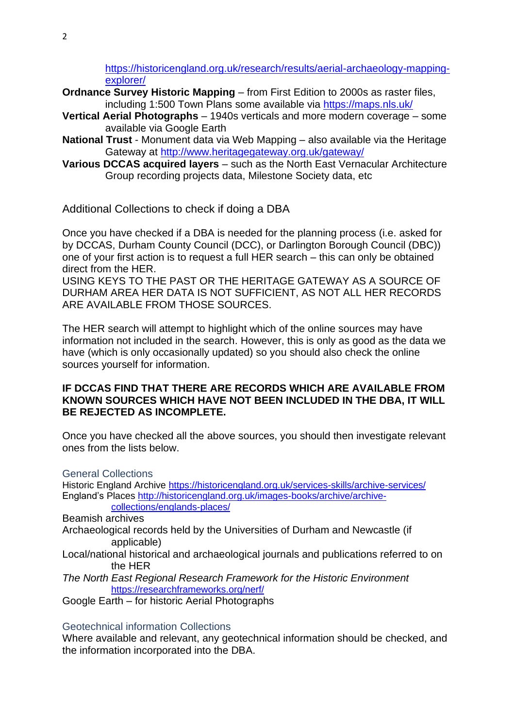https://historicengland.org.uk/research/results/aerial-archaeology-mapping-explorer/

**Ordnance Survey Historic Mapping** – from First Edition to 2000s as raster files, including 1:500 Town Plans some available via https://maps.nls.uk/

**Vertical Aerial Photographs** – 1940s verticals and more modern coverage – some available via Google Earth

**National Trust** - Monument data via Web Mapping – also available via the Heritage Gateway at http://www.heritagegateway.org.uk/gateway/

**Various DCCAS acquired layers** – such as the North East Vernacular Architecture Group recording projects data, Milestone Society data, etc

## Additional Collections to check if doing a DBA

Once you have checked if a DBA is needed for the planning process (i.e. asked for by DCCAS, Durham County Council (DCC), or Darlington Borough Council (DBC)) one of your first action is to request a full HER search – this can only be obtained direct from the HER.
USING KEYS TO THE PAST OR THE HERITAGE GATEWAY AS A SOURCE OF DURHAM AREA HER DATA IS NOT SUFFICIENT, AS NOT ALL HER RECORDS ARE AVAILABLE FROM THOSE SOURCES.

The HER search will attempt to highlight which of the online sources may have information not included in the search. However, this is only as good as the data we have (which is only occasionally updated) so you should also check the online sources yourself for information.

**IF DCCAS FIND THAT THERE ARE RECORDS WHICH ARE AVAILABLE FROM KNOWN SOURCES WHICH HAVE NOT BEEN INCLUDED IN THE DBA, IT WILL BE REJECTED AS INCOMPLETE.**

Once you have checked all the above sources, you should then investigate relevant ones from the lists below.

### General Collections

Historic England Archive https://historicengland.org.uk/services-skills/archive-services/
England's Places http://historicengland.org.uk/images-books/archive/archive-collections/englands-places/
Beamish archives
Archaeological records held by the Universities of Durham and Newcastle (if applicable)
Local/national historical and archaeological journals and publications referred to on the HER
*The North East Regional Research Framework for the Historic Environment* https://researchframeworks.org/nerf/
Google Earth – for historic Aerial Photographs

### Geotechnical information Collections

Where available and relevant, any geotechnical information should be checked, and the information incorporated into the DBA.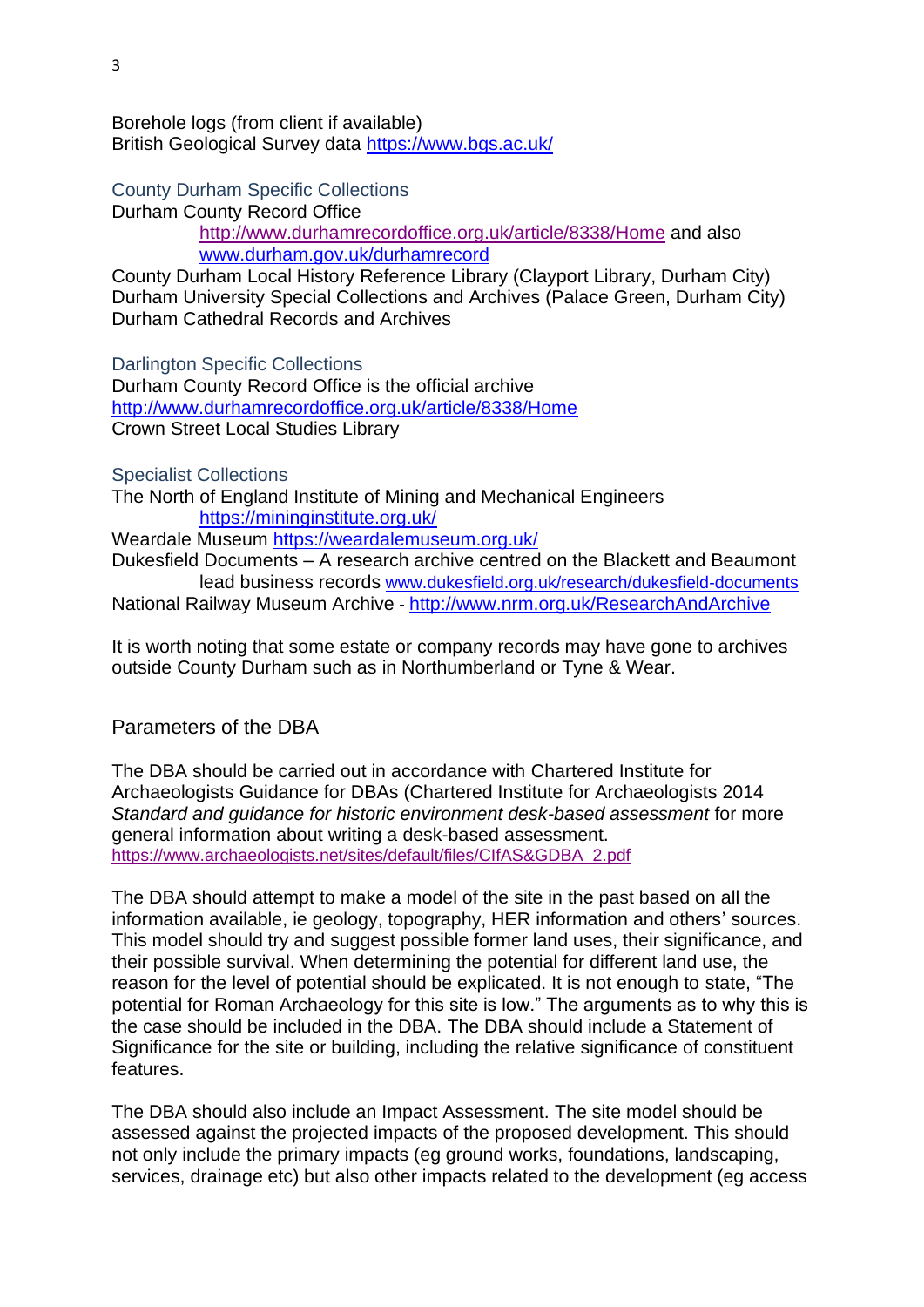Borehole logs (from client if available)
British Geological Survey data https://www.bgs.ac.uk/

### County Durham Specific Collections

Durham County Record Office
http://www.durhamrecordoffice.org.uk/article/8338/Home and also www.durham.gov.uk/durhamrecord
County Durham Local History Reference Library (Clayport Library, Durham City)
Durham University Special Collections and Archives (Palace Green, Durham City)
Durham Cathedral Records and Archives

### Darlington Specific Collections

Durham County Record Office is the official archive
http://www.durhamrecordoffice.org.uk/article/8338/Home
Crown Street Local Studies Library

### Specialist Collections

The North of England Institute of Mining and Mechanical Engineers
https://mininginstitute.org.uk/
Weardale Museum https://weardalemuseum.org.uk/
Dukesfield Documents – A research archive centred on the Blackett and Beaumont lead business records www.dukesfield.org.uk/research/dukesfield-documents
National Railway Museum Archive - http://www.nrm.org.uk/ResearchAndArchive

It is worth noting that some estate or company records may have gone to archives outside County Durham such as in Northumberland or Tyne & Wear.

## Parameters of the DBA

The DBA should be carried out in accordance with Chartered Institute for Archaeologists Guidance for DBAs (Chartered Institute for Archaeologists 2014 *Standard and guidance for historic environment desk-based assessment* for more general information about writing a desk-based assessment.
https://www.archaeologists.net/sites/default/files/CIfAS&GDBA_2.pdf

The DBA should attempt to make a model of the site in the past based on all the information available, ie geology, topography, HER information and others' sources. This model should try and suggest possible former land uses, their significance, and their possible survival. When determining the potential for different land use, the reason for the level of potential should be explicated. It is not enough to state, "The potential for Roman Archaeology for this site is low." The arguments as to why this is the case should be included in the DBA. The DBA should include a Statement of Significance for the site or building, including the relative significance of constituent features.

The DBA should also include an Impact Assessment. The site model should be assessed against the projected impacts of the proposed development. This should not only include the primary impacts (eg ground works, foundations, landscaping, services, drainage etc) but also other impacts related to the development (eg access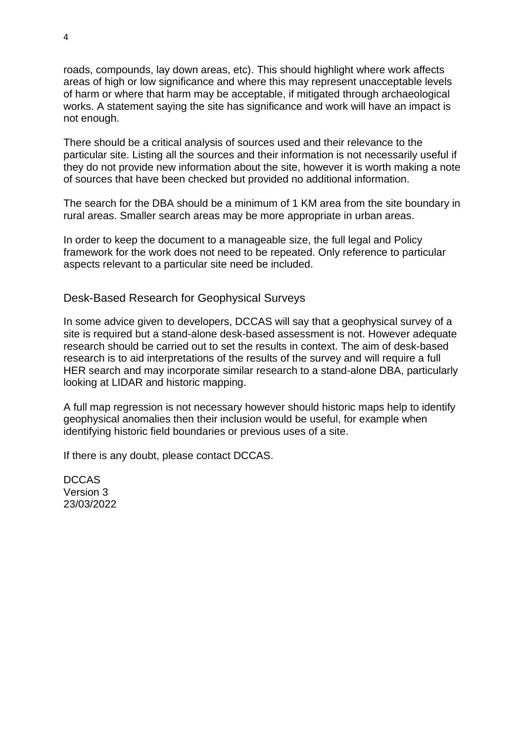roads, compounds, lay down areas, etc). This should highlight where work affects areas of high or low significance and where this may represent unacceptable levels of harm or where that harm may be acceptable, if mitigated through archaeological works. A statement saying the site has significance and work will have an impact is not enough.

There should be a critical analysis of sources used and their relevance to the particular site. Listing all the sources and their information is not necessarily useful if they do not provide new information about the site, however it is worth making a note of sources that have been checked but provided no additional information.

The search for the DBA should be a minimum of 1 KM area from the site boundary in rural areas. Smaller search areas may be more appropriate in urban areas.

In order to keep the document to a manageable size, the full legal and Policy framework for the work does not need to be repeated. Only reference to particular aspects relevant to a particular site need be included.

## Desk-Based Research for Geophysical Surveys

In some advice given to developers, DCCAS will say that a geophysical survey of a site is required but a stand-alone desk-based assessment is not. However adequate research should be carried out to set the results in context. The aim of desk-based research is to aid interpretations of the results of the survey and will require a full HER search and may incorporate similar research to a stand-alone DBA, particularly looking at LIDAR and historic mapping.

A full map regression is not necessary however should historic maps help to identify geophysical anomalies then their inclusion would be useful, for example when identifying historic field boundaries or previous uses of a site.

If there is any doubt, please contact DCCAS.

DCCAS
Version 3
23/03/2022